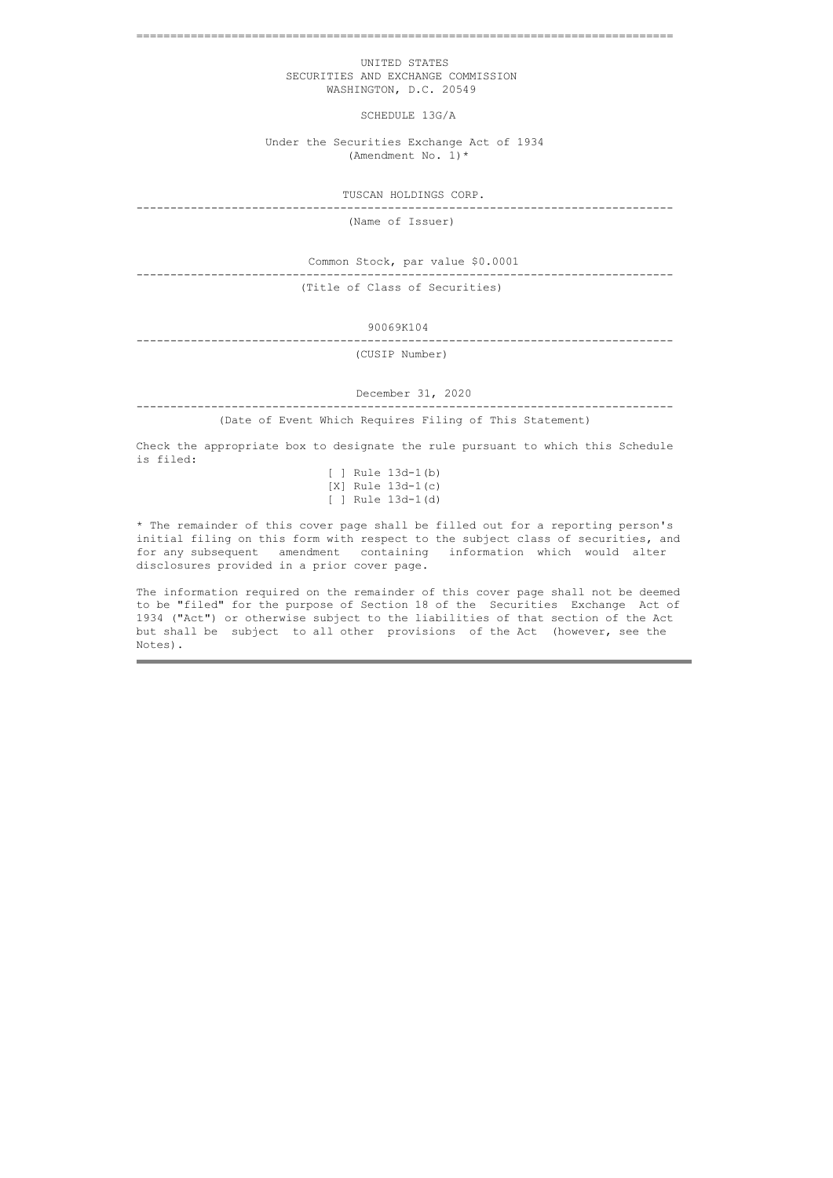UNITED STATES
SECURITIES AND EXCHANGE COMMISSION
WASHINGTON, D.C. 20549

SCHEDULE 13G/A

Under the Securities Exchange Act of 1934
(Amendment No. 1)*

TUSCAN HOLDINGS CORP.

---

(Name of Issuer)

Common Stock, par value $0.0001

---

(Title of Class of Securities)

90069K104

---

(CUSIP Number)

December 31, 2020

---

(Date of Event Which Requires Filing of This Statement)

Check the appropriate box to designate the rule pursuant to which this Schedule is filed:

[ ] Rule 13d-1(b)
[X] Rule 13d-1(c)
[ ] Rule 13d-1(d)

* The remainder of this cover page shall be filled out for a reporting person's initial filing on this form with respect to the subject class of securities, and for any subsequent amendment containing information which would alter disclosures provided in a prior cover page.

The information required on the remainder of this cover page shall not be deemed to be "filed" for the purpose of Section 18 of the Securities Exchange Act of 1934 ("Act") or otherwise subject to the liabilities of that section of the Act but shall be subject to all other provisions of the Act (however, see the Notes).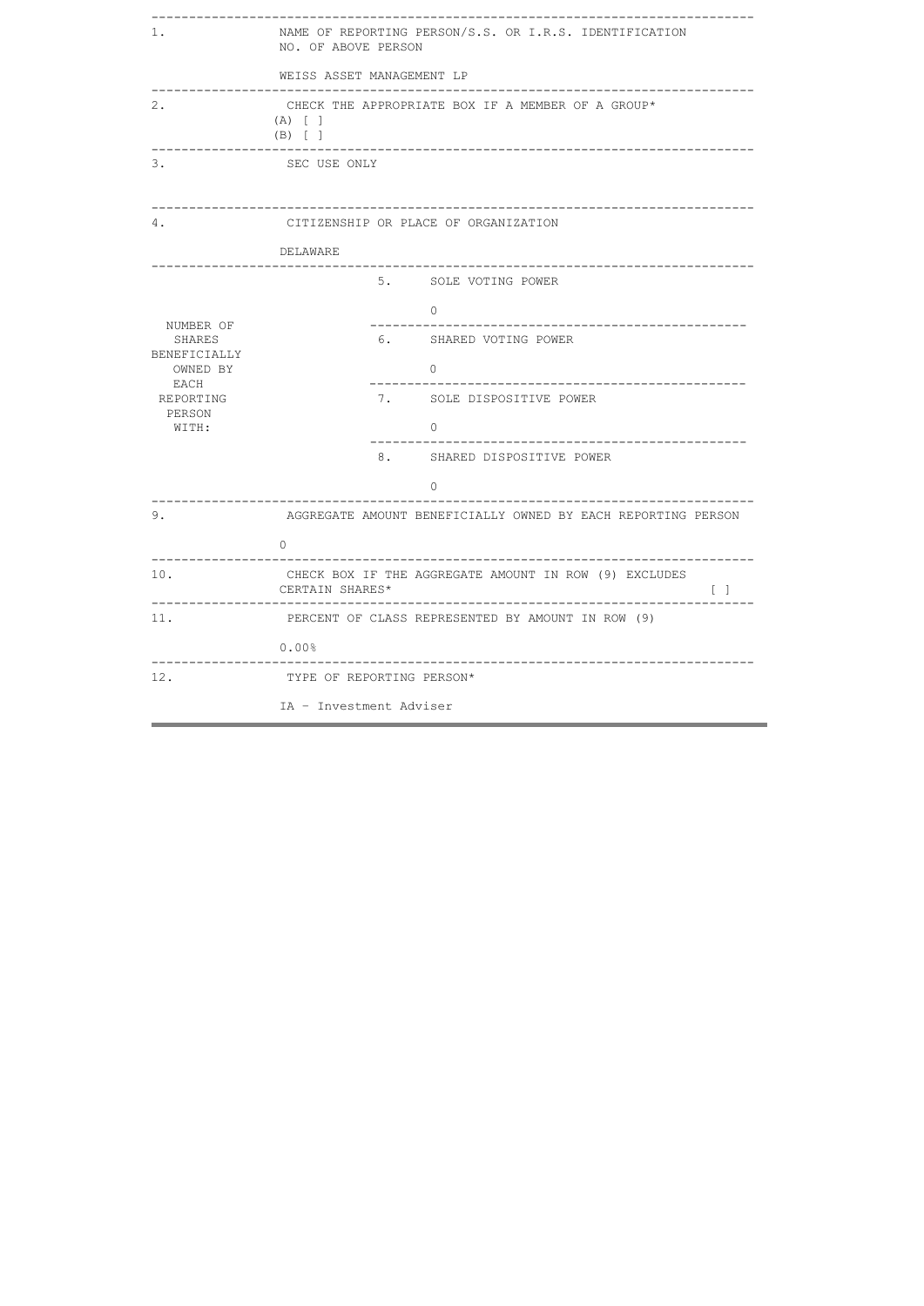| | | |
|---|---|---|
| 1. | NAME OF REPORTING PERSON/S.S. OR I.R.S. IDENTIFICATION NO. OF ABOVE PERSON<br><br>WEISS ASSET MANAGEMENT LP | |
| 2. | CHECK THE APPROPRIATE BOX IF A MEMBER OF A GROUP*<br>(A) [ ]<br>(B) [ ] | |
| 3. | SEC USE ONLY | |
| 4. | CITIZENSHIP OR PLACE OF ORGANIZATION<br><br>DELAWARE | |
| NUMBER OF SHARES BENEFICIALLY OWNED BY EACH REPORTING PERSON WITH: | 5. | SOLE VOTING POWER<br><br>0 |
| | 6. | SHARED VOTING POWER<br><br>0 |
| | 7. | SOLE DISPOSITIVE POWER<br><br>0 |
| | 8. | SHARED DISPOSITIVE POWER<br><br>0 |
| 9. | AGGREGATE AMOUNT BENEFICIALLY OWNED BY EACH REPORTING PERSON<br><br>0 | |
| 10. | CHECK BOX IF THE AGGREGATE AMOUNT IN ROW (9) EXCLUDES CERTAIN SHARES* [ ] | |
| 11. | PERCENT OF CLASS REPRESENTED BY AMOUNT IN ROW (9)<br><br>0.00% | |
| 12. | TYPE OF REPORTING PERSON*<br><br>IA - Investment Adviser | |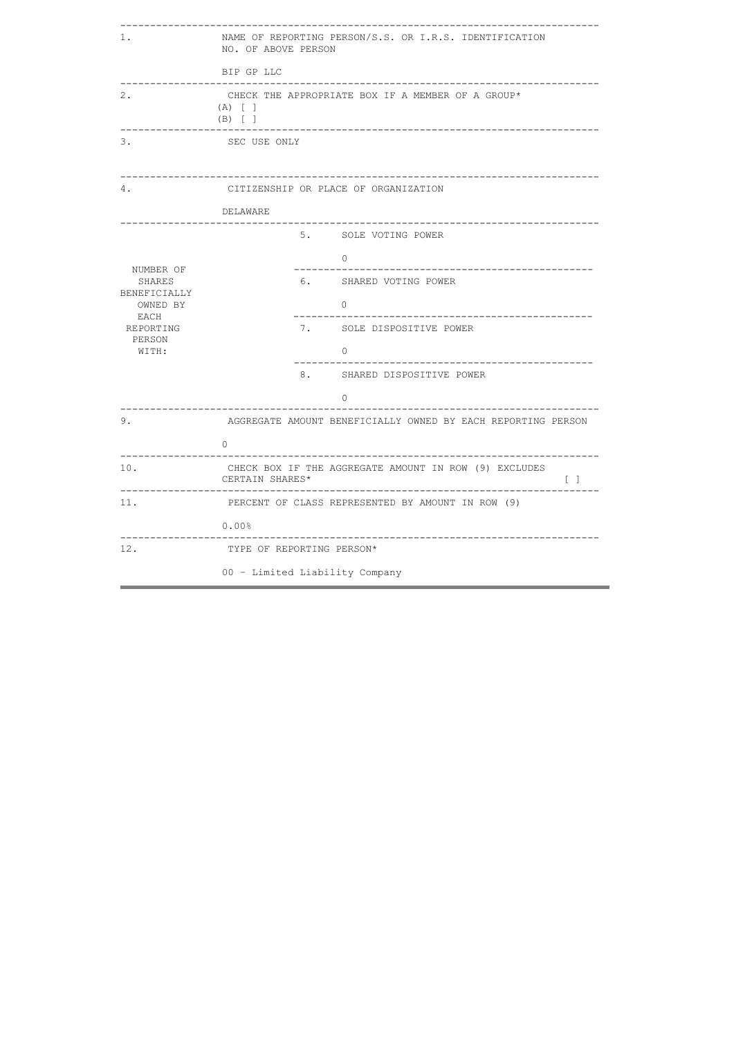| | | |
|---|---|---|
| 1. | NAME OF REPORTING PERSON/S.S. OR I.R.S. IDENTIFICATION NO. OF ABOVE PERSON<br><br>BIP GP LLC | |
| 2. | CHECK THE APPROPRIATE BOX IF A MEMBER OF A GROUP*<br>(A) [ ]<br>(B) [ ] | |
| 3. | SEC USE ONLY | |
| 4. | CITIZENSHIP OR PLACE OF ORGANIZATION<br><br>DELAWARE | |
| NUMBER OF SHARES BENEFICIALLY OWNED BY EACH REPORTING PERSON WITH: | 5. SOLE VOTING POWER<br><br>0 | |
| | 6. SHARED VOTING POWER<br><br>0 | |
| | 7. SOLE DISPOSITIVE POWER<br><br>0 | |
| | 8. SHARED DISPOSITIVE POWER<br><br>0 | |
| 9. | AGGREGATE AMOUNT BENEFICIALLY OWNED BY EACH REPORTING PERSON<br><br>0 | |
| 10. | CHECK BOX IF THE AGGREGATE AMOUNT IN ROW (9) EXCLUDES CERTAIN SHARES* | [ ] |
| 11. | PERCENT OF CLASS REPRESENTED BY AMOUNT IN ROW (9)<br><br>0.00% | |
| 12. | TYPE OF REPORTING PERSON*<br><br>00 - Limited Liability Company | |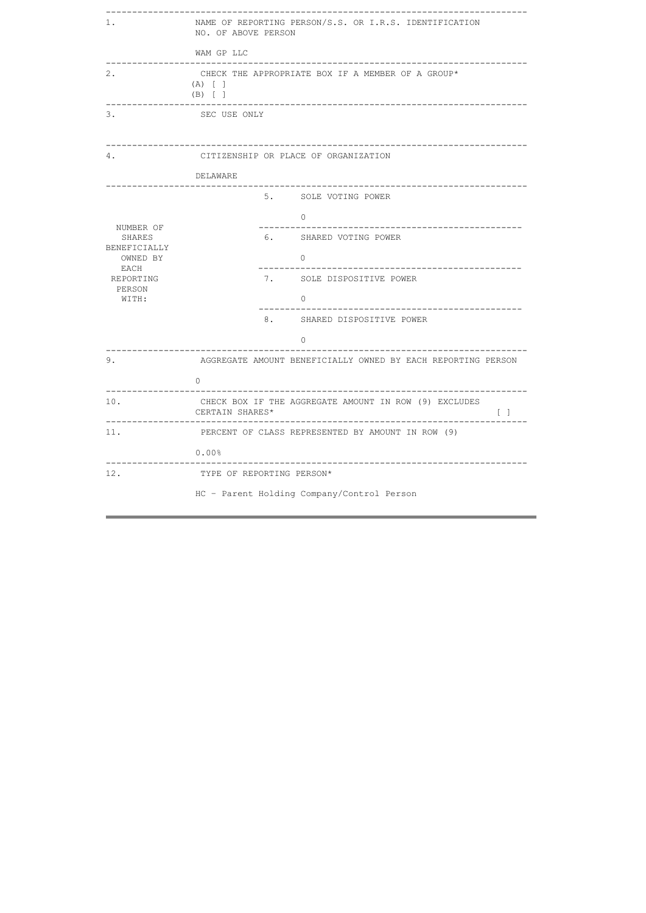| | | | |
|---|---|---|---|
| 1. | NAME OF REPORTING PERSON/S.S. OR I.R.S. IDENTIFICATION NO. OF ABOVE PERSON<br><br>WAM GP LLC | | |
| 2. | CHECK THE APPROPRIATE BOX IF A MEMBER OF A GROUP*<br>(A) [ ]<br>(B) [ ] | | |
| 3. | SEC USE ONLY | | |
| 4. | CITIZENSHIP OR PLACE OF ORGANIZATION<br><br>DELAWARE | | |
| NUMBER OF SHARES BENEFICIALLY OWNED BY EACH REPORTING PERSON WITH: | | 5. | SOLE VOTING POWER<br><br>0 |
| | | 6. | SHARED VOTING POWER<br><br>0 |
| | | 7. | SOLE DISPOSITIVE POWER<br><br>0 |
| | | 8. | SHARED DISPOSITIVE POWER<br><br>0 |
| 9. | AGGREGATE AMOUNT BENEFICIALLY OWNED BY EACH REPORTING PERSON<br><br>0 | | |
| 10. | CHECK BOX IF THE AGGREGATE AMOUNT IN ROW (9) EXCLUDES CERTAIN SHARES* [ ] | | |
| 11. | PERCENT OF CLASS REPRESENTED BY AMOUNT IN ROW (9)<br><br>0.00% | | |
| 12. | TYPE OF REPORTING PERSON*<br><br>HC - Parent Holding Company/Control Person | | |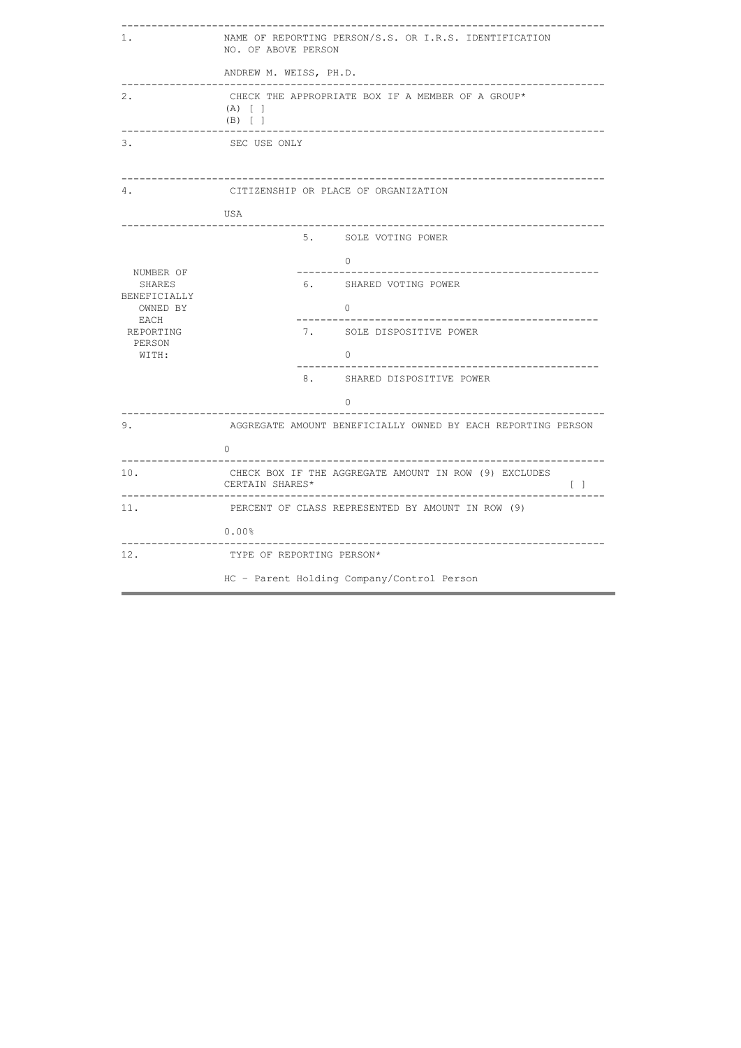| | | |
|---|---|---|
| 1. | NAME OF REPORTING PERSON/S.S. OR I.R.S. IDENTIFICATION NO. OF ABOVE PERSON<br><br>ANDREW M. WEISS, PH.D. | |
| 2. | CHECK THE APPROPRIATE BOX IF A MEMBER OF A GROUP*<br>(A) [ ]<br>(B) [ ] | |
| 3. | SEC USE ONLY | |
| 4. | CITIZENSHIP OR PLACE OF ORGANIZATION<br><br>USA | |
| NUMBER OF SHARES BENEFICIALLY OWNED BY EACH REPORTING PERSON WITH: | 5. | SOLE VOTING POWER<br><br>0 |
| | 6. | SHARED VOTING POWER<br><br>0 |
| | 7. | SOLE DISPOSITIVE POWER<br><br>0 |
| | 8. | SHARED DISPOSITIVE POWER<br><br>0 |
| 9. | AGGREGATE AMOUNT BENEFICIALLY OWNED BY EACH REPORTING PERSON<br><br>0 | |
| 10. | CHECK BOX IF THE AGGREGATE AMOUNT IN ROW (9) EXCLUDES CERTAIN SHARES* [ ] | |
| 11. | PERCENT OF CLASS REPRESENTED BY AMOUNT IN ROW (9)<br><br>0.00% | |
| 12. | TYPE OF REPORTING PERSON*<br><br>HC - Parent Holding Company/Control Person | |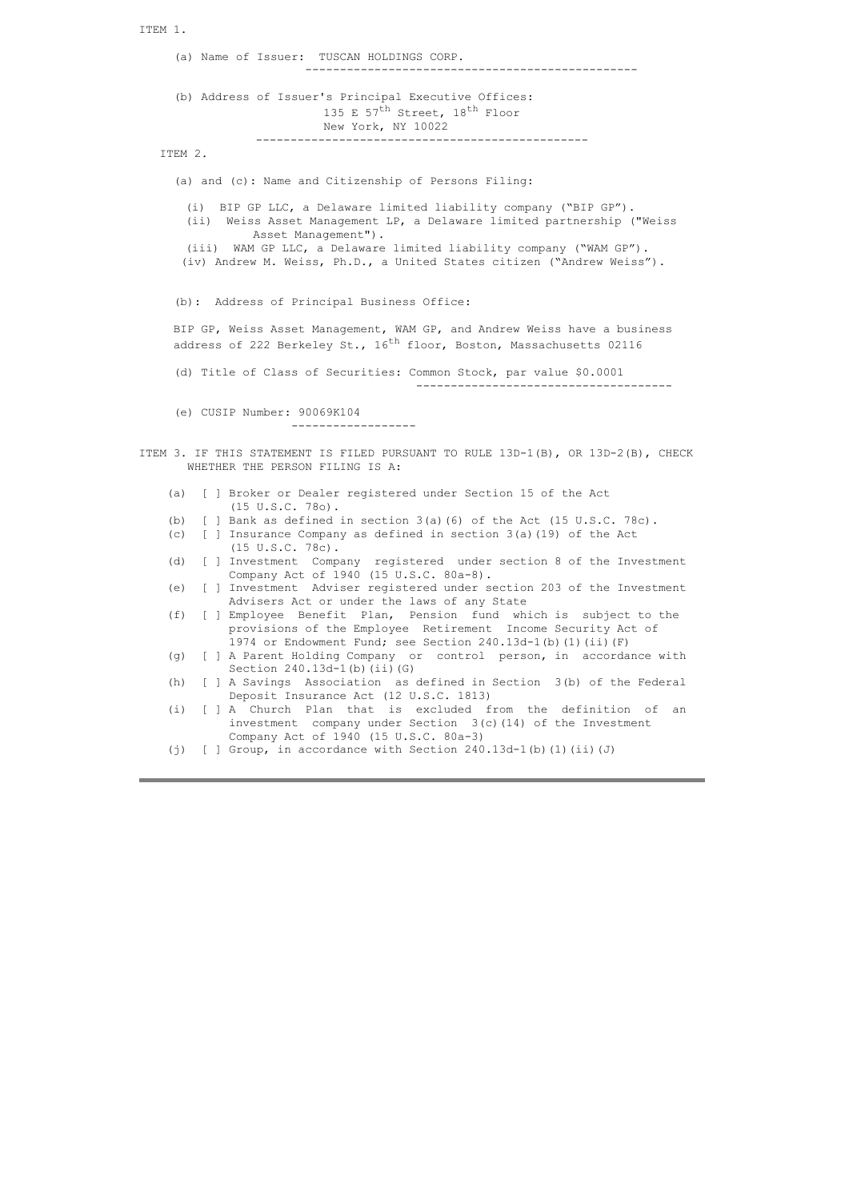ITEM 1.

(a) Name of Issuer: TUSCAN HOLDINGS CORP.

(b) Address of Issuer's Principal Executive Offices:
135 E 57th Street, 18th Floor
New York, NY 10022

ITEM 2.

(a) and (c): Name and Citizenship of Persons Filing:

(i) BIP GP LLC, a Delaware limited liability company ("BIP GP").
(ii) Weiss Asset Management LP, a Delaware limited partnership ("Weiss Asset Management").
(iii) WAM GP LLC, a Delaware limited liability company ("WAM GP").
(iv) Andrew M. Weiss, Ph.D., a United States citizen ("Andrew Weiss").

(b): Address of Principal Business Office:

BIP GP, Weiss Asset Management, WAM GP, and Andrew Weiss have a business address of 222 Berkeley St., 16th floor, Boston, Massachusetts 02116

(d) Title of Class of Securities: Common Stock, par value $0.0001

(e) CUSIP Number: 90069K104

ITEM 3. IF THIS STATEMENT IS FILED PURSUANT TO RULE 13D-1(B), OR 13D-2(B), CHECK WHETHER THE PERSON FILING IS A:

(a) [ ] Broker or Dealer registered under Section 15 of the Act (15 U.S.C. 78o).
(b) [ ] Bank as defined in section 3(a)(6) of the Act (15 U.S.C. 78c).
(c) [ ] Insurance Company as defined in section 3(a)(19) of the Act (15 U.S.C. 78c).
(d) [ ] Investment Company registered under section 8 of the Investment Company Act of 1940 (15 U.S.C. 80a-8).
(e) [ ] Investment Adviser registered under section 203 of the Investment Advisers Act or under the laws of any State
(f) [ ] Employee Benefit Plan, Pension fund which is subject to the provisions of the Employee Retirement Income Security Act of 1974 or Endowment Fund; see Section 240.13d-1(b)(1)(ii)(F)
(g) [ ] A Parent Holding Company or control person, in accordance with Section 240.13d-1(b)(ii)(G)
(h) [ ] A Savings Association as defined in Section 3(b) of the Federal Deposit Insurance Act (12 U.S.C. 1813)
(i) [ ] A Church Plan that is excluded from the definition of an investment company under Section 3(c)(14) of the Investment Company Act of 1940 (15 U.S.C. 80a-3)
(j) [ ] Group, in accordance with Section 240.13d-1(b)(1)(ii)(J)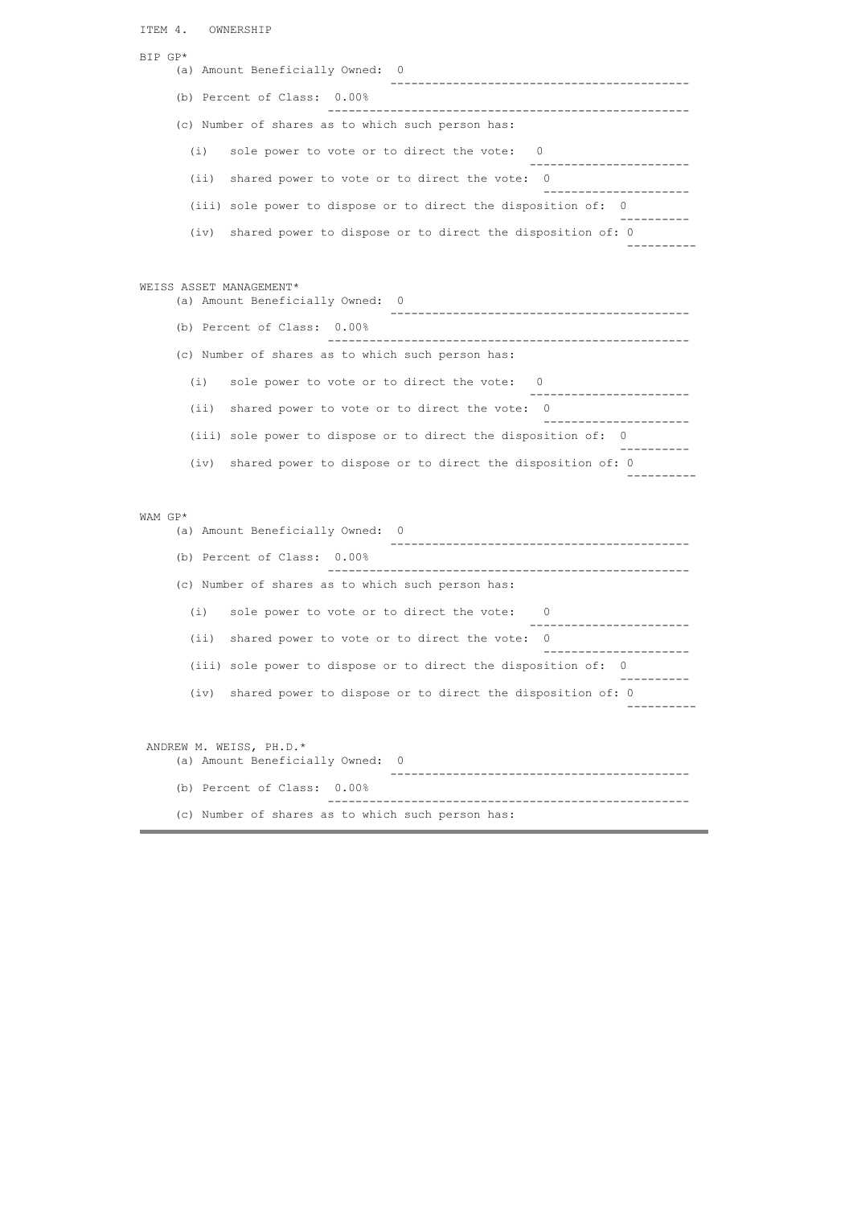ITEM 4. OWNERSHIP

BIP GP*

(a) Amount Beneficially Owned: 0

(b) Percent of Class: 0.00%

(c) Number of shares as to which such person has:

(i) sole power to vote or to direct the vote: 0

(ii) shared power to vote or to direct the vote: 0

(iii) sole power to dispose or to direct the disposition of: 0

(iv) shared power to dispose or to direct the disposition of: 0

WEISS ASSET MANAGEMENT*

(a) Amount Beneficially Owned: 0

(b) Percent of Class: 0.00%

(c) Number of shares as to which such person has:

(i) sole power to vote or to direct the vote: 0

(ii) shared power to vote or to direct the vote: 0

(iii) sole power to dispose or to direct the disposition of: 0

(iv) shared power to dispose or to direct the disposition of: 0

WAM GP*

(a) Amount Beneficially Owned: 0

(b) Percent of Class: 0.00%

(c) Number of shares as to which such person has:

(i) sole power to vote or to direct the vote: 0

(ii) shared power to vote or to direct the vote: 0

(iii) sole power to dispose or to direct the disposition of: 0

(iv) shared power to dispose or to direct the disposition of: 0

ANDREW M. WEISS, PH.D.*

(a) Amount Beneficially Owned: 0

(b) Percent of Class: 0.00%

(c) Number of shares as to which such person has: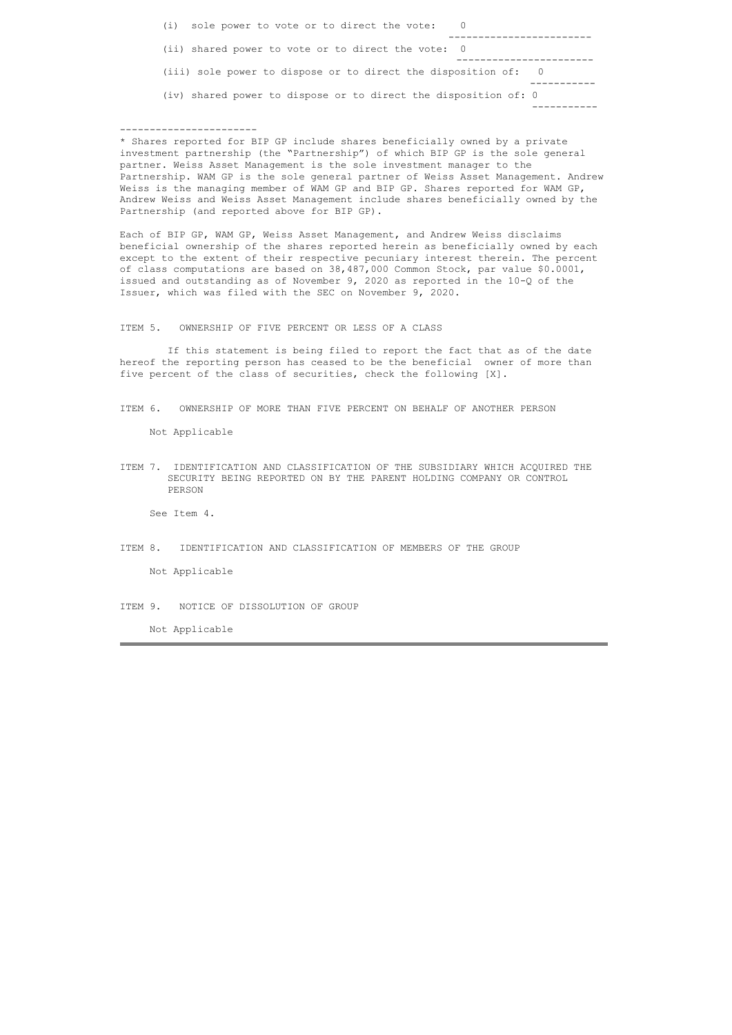(i) sole power to vote or to direct the vote: 0

(ii) shared power to vote or to direct the vote: 0

(iii) sole power to dispose or to direct the disposition of: 0

(iv) shared power to dispose or to direct the disposition of: 0

---

* Shares reported for BIP GP include shares beneficially owned by a private investment partnership (the "Partnership") of which BIP GP is the sole general partner. Weiss Asset Management is the sole investment manager to the Partnership. WAM GP is the sole general partner of Weiss Asset Management. Andrew Weiss is the managing member of WAM GP and BIP GP. Shares reported for WAM GP, Andrew Weiss and Weiss Asset Management include shares beneficially owned by the Partnership (and reported above for BIP GP).

Each of BIP GP, WAM GP, Weiss Asset Management, and Andrew Weiss disclaims beneficial ownership of the shares reported herein as beneficially owned by each except to the extent of their respective pecuniary interest therein. The percent of class computations are based on 38,487,000 Common Stock, par value $0.0001, issued and outstanding as of November 9, 2020 as reported in the 10-Q of the Issuer, which was filed with the SEC on November 9, 2020.

ITEM 5. OWNERSHIP OF FIVE PERCENT OR LESS OF A CLASS

If this statement is being filed to report the fact that as of the date hereof the reporting person has ceased to be the beneficial owner of more than five percent of the class of securities, check the following [X].

ITEM 6. OWNERSHIP OF MORE THAN FIVE PERCENT ON BEHALF OF ANOTHER PERSON

Not Applicable

ITEM 7. IDENTIFICATION AND CLASSIFICATION OF THE SUBSIDIARY WHICH ACQUIRED THE SECURITY BEING REPORTED ON BY THE PARENT HOLDING COMPANY OR CONTROL PERSON

See Item 4.

ITEM 8. IDENTIFICATION AND CLASSIFICATION OF MEMBERS OF THE GROUP

Not Applicable

ITEM 9. NOTICE OF DISSOLUTION OF GROUP

Not Applicable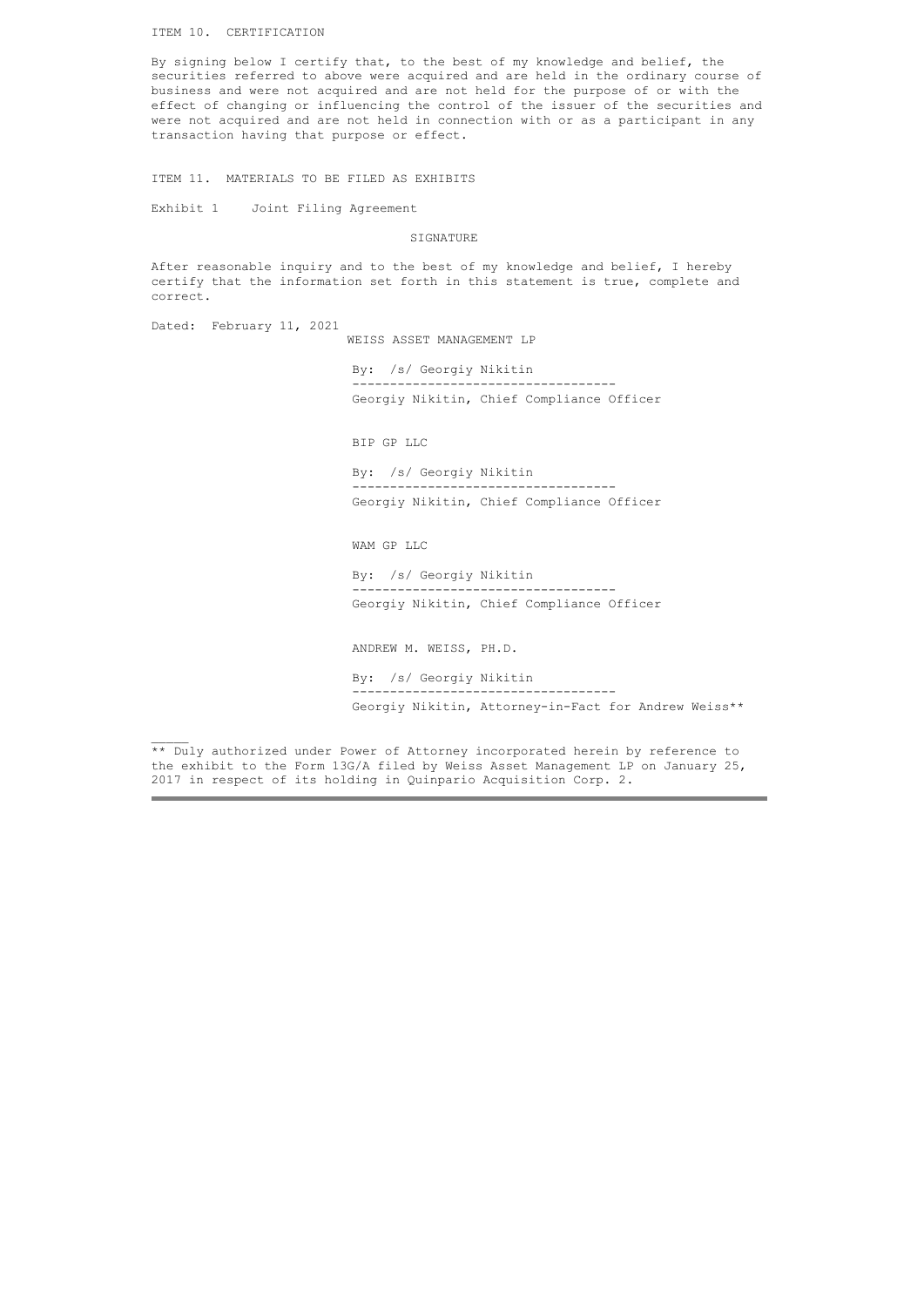ITEM 10. CERTIFICATION

By signing below I certify that, to the best of my knowledge and belief, the securities referred to above were acquired and are held in the ordinary course of business and were not acquired and are not held for the purpose of or with the effect of changing or influencing the control of the issuer of the securities and were not acquired and are not held in connection with or as a participant in any transaction having that purpose or effect.

ITEM 11. MATERIALS TO BE FILED AS EXHIBITS

Exhibit 1 Joint Filing Agreement

SIGNATURE

After reasonable inquiry and to the best of my knowledge and belief, I hereby certify that the information set forth in this statement is true, complete and correct.

Dated: February 11, 2021

WEISS ASSET MANAGEMENT LP

By: /s/ Georgiy Nikitin

Georgiy Nikitin, Chief Compliance Officer

BIP GP LLC

By: /s/ Georgiy Nikitin

Georgiy Nikitin, Chief Compliance Officer

WAM GP LLC

By: /s/ Georgiy Nikitin

Georgiy Nikitin, Chief Compliance Officer

ANDREW M. WEISS, PH.D.

By: /s/ Georgiy Nikitin

Georgiy Nikitin, Attorney-in-Fact for Andrew Weiss**

---

** Duly authorized under Power of Attorney incorporated herein by reference to the exhibit to the Form 13G/A filed by Weiss Asset Management LP on January 25, 2017 in respect of its holding in Quinpario Acquisition Corp. 2.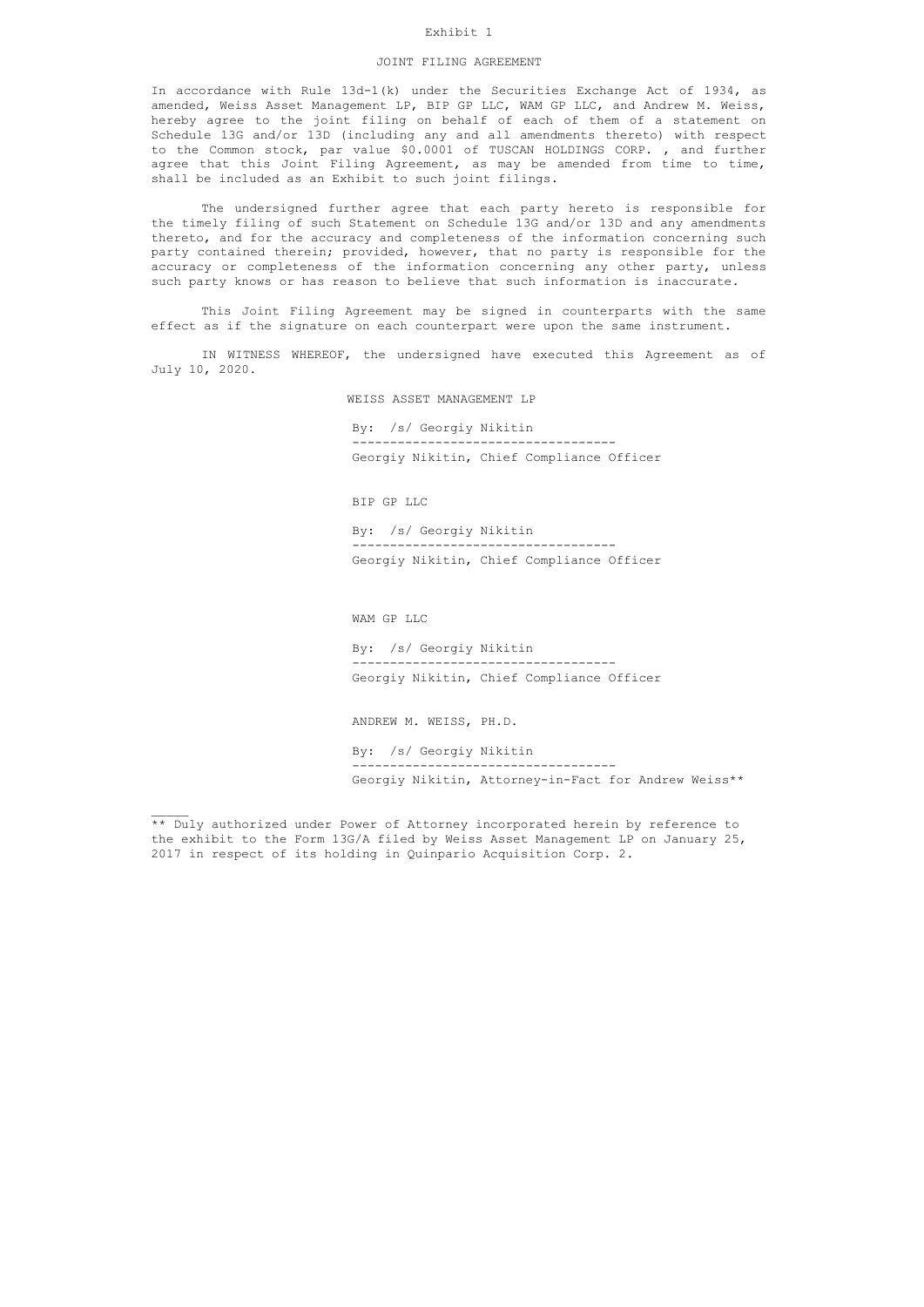Exhibit 1

# JOINT FILING AGREEMENT

In accordance with Rule 13d-1(k) under the Securities Exchange Act of 1934, as amended, Weiss Asset Management LP, BIP GP LLC, WAM GP LLC, and Andrew M. Weiss, hereby agree to the joint filing on behalf of each of them of a statement on Schedule 13G and/or 13D (including any and all amendments thereto) with respect to the Common stock, par value $0.0001 of TUSCAN HOLDINGS CORP. , and further agree that this Joint Filing Agreement, as may be amended from time to time, shall be included as an Exhibit to such joint filings.

The undersigned further agree that each party hereto is responsible for the timely filing of such Statement on Schedule 13G and/or 13D and any amendments thereto, and for the accuracy and completeness of the information concerning such party contained therein; provided, however, that no party is responsible for the accuracy or completeness of the information concerning any other party, unless such party knows or has reason to believe that such information is inaccurate.

This Joint Filing Agreement may be signed in counterparts with the same effect as if the signature on each counterpart were upon the same instrument.

IN WITNESS WHEREOF, the undersigned have executed this Agreement as of July 10, 2020.

WEISS ASSET MANAGEMENT LP

By: /s/ Georgiy Nikitin

Georgiy Nikitin, Chief Compliance Officer

BIP GP LLC

By: /s/ Georgiy Nikitin

Georgiy Nikitin, Chief Compliance Officer

WAM GP LLC

By: /s/ Georgiy Nikitin

Georgiy Nikitin, Chief Compliance Officer

ANDREW M. WEISS, PH.D.

By: /s/ Georgiy Nikitin

Georgiy Nikitin, Attorney-in-Fact for Andrew Weiss**

---

** Duly authorized under Power of Attorney incorporated herein by reference to the exhibit to the Form 13G/A filed by Weiss Asset Management LP on January 25, 2017 in respect of its holding in Quinpario Acquisition Corp. 2.